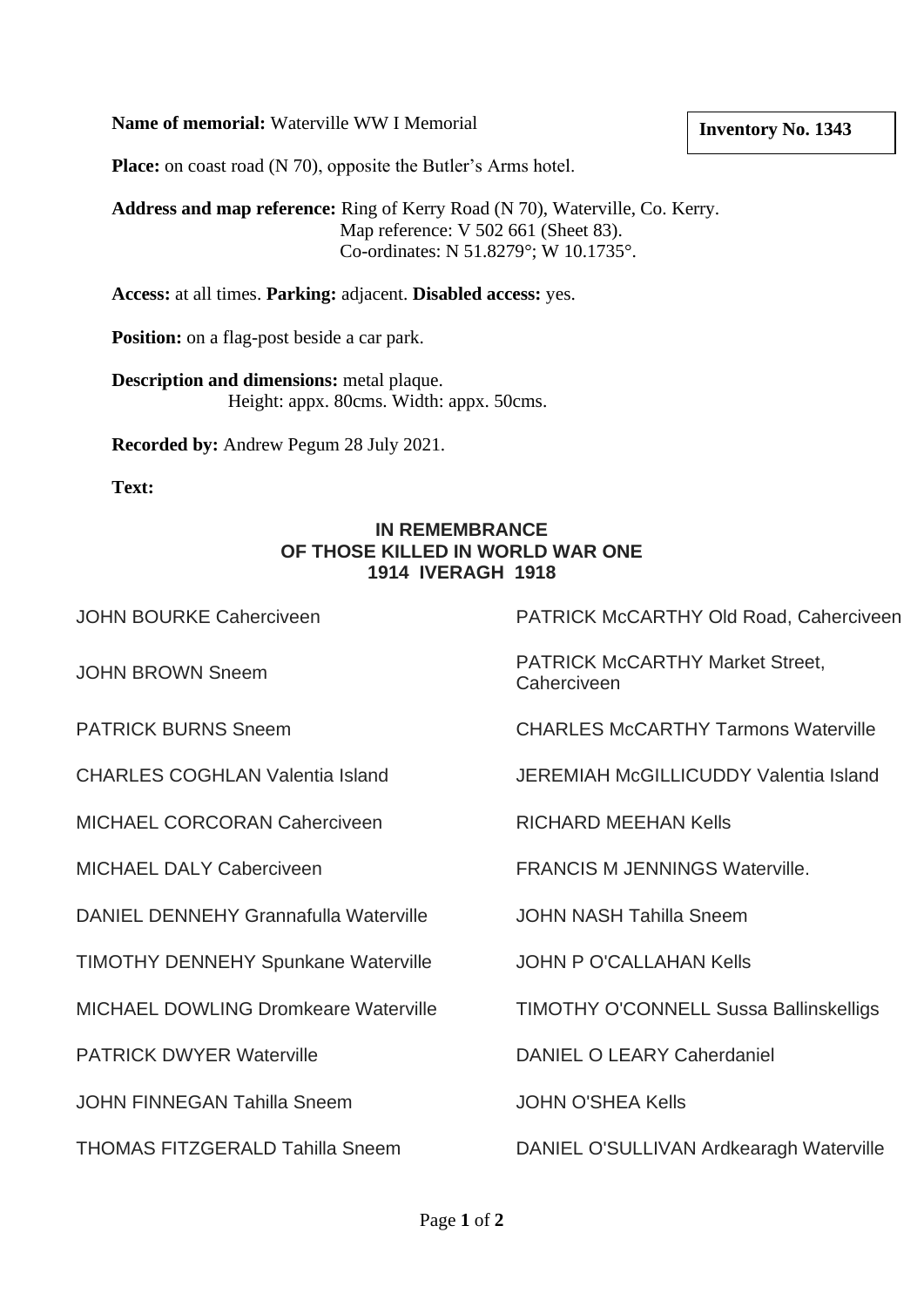**Name of memorial:** Waterville WW I Memorial

**Inventory No. 1343**

**Place:** on coast road (N 70), opposite the Butler's Arms hotel.

**Address and map reference:** Ring of Kerry Road (N 70), Waterville, Co. Kerry.
Map reference: V 502 661 (Sheet 83).
Co-ordinates: N 51.8279°; W 10.1735°.

**Access:** at all times. **Parking:** adjacent. **Disabled access:** yes.

**Position:** on a flag-post beside a car park.

**Description and dimensions:** metal plaque.
Height: appx. 80cms. Width: appx. 50cms.

**Recorded by:** Andrew Pegum 28 July 2021.

**Text:**

**IN REMEMBRANCE**
**OF THOSE KILLED IN WORLD WAR ONE**
**1914 IVERAGH 1918**

JOHN BOURKE Caherciveen

JOHN BROWN Sneem

PATRICK BURNS Sneem

CHARLES COGHLAN Valentia Island

MICHAEL CORCORAN Caherciveen

MICHAEL DALY Caberciveen

DANIEL DENNEHY Grannafulla Waterville

TIMOTHY DENNEHY Spunkane Waterville

MICHAEL DOWLING Dromkeare Waterville

PATRICK DWYER Waterville

JOHN FINNEGAN Tahilla Sneem

THOMAS FITZGERALD Tahilla Sneem

PATRICK McCARTHY Old Road, Caherciveen

PATRICK McCARTHY Market Street, Caherciveen

CHARLES McCARTHY Tarmons Waterville

JEREMIAH McGILLICUDDY Valentia Island

RICHARD MEEHAN Kells

FRANCIS M JENNINGS Waterville.

JOHN NASH Tahilla Sneem

JOHN P O'CALLAHAN Kells

TIMOTHY O'CONNELL Sussa Ballinskelligs

DANIEL O LEARY Caherdaniel

JOHN O'SHEA Kells

DANIEL O'SULLIVAN Ardkearagh Waterville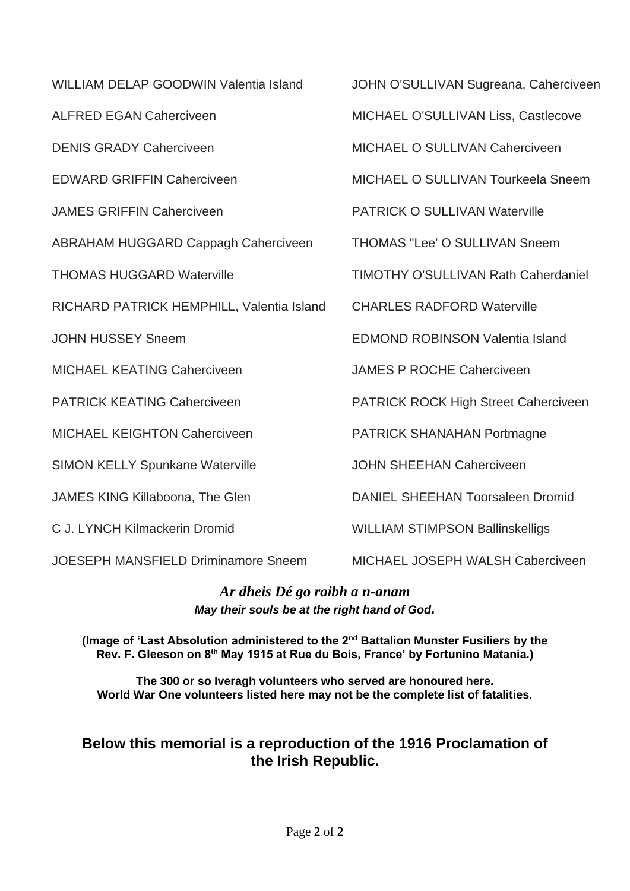WILLIAM DELAP GOODWIN Valentia Island

ALFRED EGAN Caherciveen

DENIS GRADY Caherciveen

EDWARD GRIFFIN Caherciveen

JAMES GRIFFIN Caherciveen

ABRAHAM HUGGARD Cappagh Caherciveen

THOMAS HUGGARD Waterville

RICHARD PATRICK HEMPHILL, Valentia Island

JOHN HUSSEY Sneem

MICHAEL KEATING Caherciveen

PATRICK KEATING Caherciveen

MICHAEL KEIGHTON Caherciveen

SIMON KELLY Spunkane Waterville

JAMES KING Killaboona, The Glen

C J. LYNCH Kilmackerin Dromid

JOESEPH MANSFIELD Driminamore Sneem

JOHN O'SULLIVAN Sugreana, Caherciveen

MICHAEL O'SULLIVAN Liss, Castlecove

MICHAEL O SULLIVAN Caherciveen

MICHAEL O SULLIVAN Tourkeela Sneem

PATRICK O SULLIVAN Waterville

THOMAS "Lee' O SULLIVAN Sneem

TIMOTHY O'SULLIVAN Rath Caherdaniel

CHARLES RADFORD Waterville

EDMOND ROBINSON Valentia Island

JAMES P ROCHE Caherciveen

PATRICK ROCK High Street Caherciveen

PATRICK SHANAHAN Portmagne

JOHN SHEEHAN Caherciveen

DANIEL SHEEHAN Toorsaleen Dromid

WILLIAM STIMPSON Ballinskelligs

MICHAEL JOSEPH WALSH Caberciveen

***Ar dheis Dé go raibh a n-anam***

***May their souls be at the right hand of God.***

**(Image of 'Last Absolution administered to the 2nd Battalion Munster Fusiliers by the Rev. F. Gleeson on 8th May 1915 at Rue du Bois, France' by Fortunino Matania.)**

**The 300 or so Iveragh volunteers who served are honoured here.**
**World War One volunteers listed here may not be the complete list of fatalities.**

## Below this memorial is a reproduction of the 1916 Proclamation of the Irish Republic.